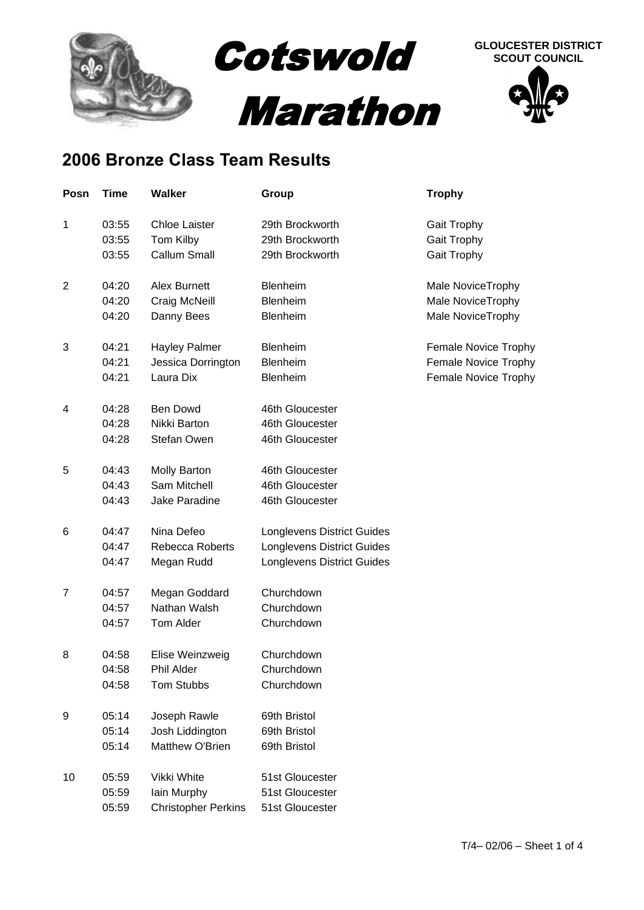# Cotswold Marathon

**GLOUCESTER DISTRICT SCOUT COUNCIL**

## 2006 Bronze Class Team Results

| Posn | Time | Walker | Group | Trophy |
|---|---|---|---|---|
| 1 | 03:55 | Chloe Laister | 29th Brockworth | Gait Trophy |
| | 03:55 | Tom Kilby | 29th Brockworth | Gait Trophy |
| | 03:55 | Callum Small | 29th Brockworth | Gait Trophy |
| 2 | 04:20 | Alex Burnett | Blenheim | Male NoviceTrophy |
| | 04:20 | Craig McNeill | Blenheim | Male NoviceTrophy |
| | 04:20 | Danny Bees | Blenheim | Male NoviceTrophy |
| 3 | 04:21 | Hayley Palmer | Blenheim | Female Novice Trophy |
| | 04:21 | Jessica Dorrington | Blenheim | Female Novice Trophy |
| | 04:21 | Laura Dix | Blenheim | Female Novice Trophy |
| 4 | 04:28 | Ben Dowd | 46th Gloucester | |
| | 04:28 | Nikki Barton | 46th Gloucester | |
| | 04:28 | Stefan Owen | 46th Gloucester | |
| 5 | 04:43 | Molly Barton | 46th Gloucester | |
| | 04:43 | Sam Mitchell | 46th Gloucester | |
| | 04:43 | Jake Paradine | 46th Gloucester | |
| 6 | 04:47 | Nina Defeo | Longlevens District Guides | |
| | 04:47 | Rebecca Roberts | Longlevens District Guides | |
| | 04:47 | Megan Rudd | Longlevens District Guides | |
| 7 | 04:57 | Megan Goddard | Churchdown | |
| | 04:57 | Nathan Walsh | Churchdown | |
| | 04:57 | Tom Alder | Churchdown | |
| 8 | 04:58 | Elise Weinzweig | Churchdown | |
| | 04:58 | Phil Alder | Churchdown | |
| | 04:58 | Tom Stubbs | Churchdown | |
| 9 | 05:14 | Joseph Rawle | 69th Bristol | |
| | 05:14 | Josh Liddington | 69th Bristol | |
| | 05:14 | Matthew O'Brien | 69th Bristol | |
| 10 | 05:59 | Vikki White | 51st Gloucester | |
| | 05:59 | Iain Murphy | 51st Gloucester | |
| | 05:59 | Christopher Perkins | 51st Gloucester | |

T/4– 02/06 – Sheet 1 of 4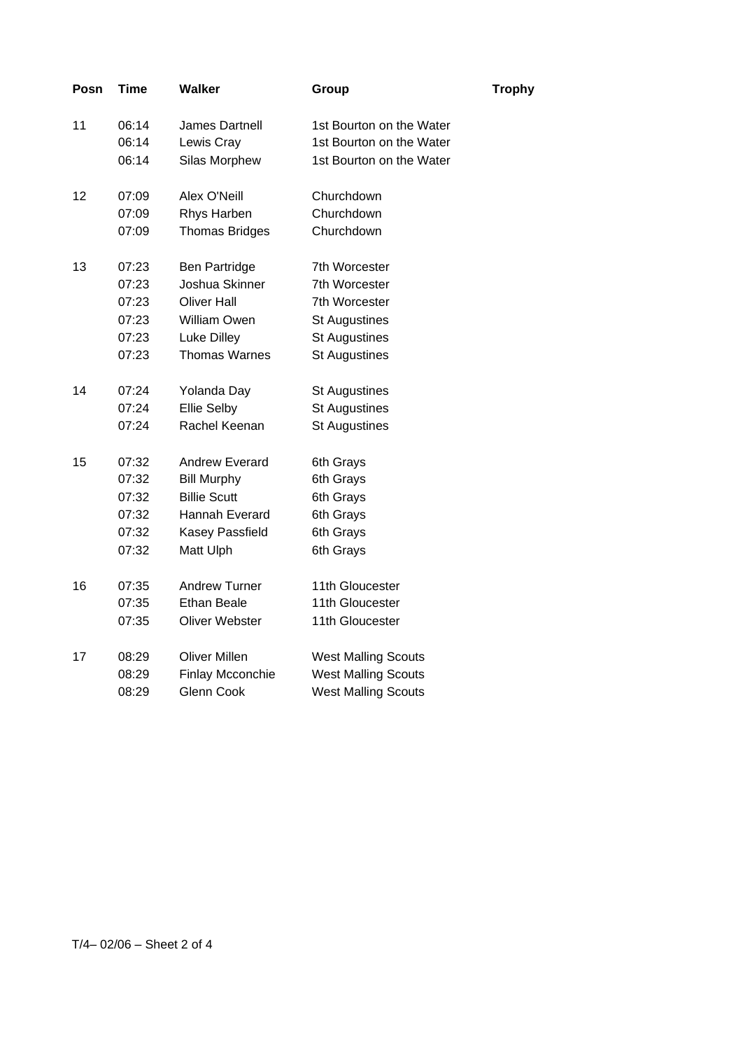| Posn | Time | Walker | Group | Trophy |
|---|---|---|---|---|
| 11 | 06:14 | James Dartnell | 1st Bourton on the Water | |
| | 06:14 | Lewis Cray | 1st Bourton on the Water | |
| | 06:14 | Silas Morphew | 1st Bourton on the Water | |
| 12 | 07:09 | Alex O'Neill | Churchdown | |
| | 07:09 | Rhys Harben | Churchdown | |
| | 07:09 | Thomas Bridges | Churchdown | |
| 13 | 07:23 | Ben Partridge | 7th Worcester | |
| | 07:23 | Joshua Skinner | 7th Worcester | |
| | 07:23 | Oliver Hall | 7th Worcester | |
| | 07:23 | William Owen | St Augustines | |
| | 07:23 | Luke Dilley | St Augustines | |
| | 07:23 | Thomas Warnes | St Augustines | |
| 14 | 07:24 | Yolanda Day | St Augustines | |
| | 07:24 | Ellie Selby | St Augustines | |
| | 07:24 | Rachel Keenan | St Augustines | |
| 15 | 07:32 | Andrew Everard | 6th Grays | |
| | 07:32 | Bill Murphy | 6th Grays | |
| | 07:32 | Billie Scutt | 6th Grays | |
| | 07:32 | Hannah Everard | 6th Grays | |
| | 07:32 | Kasey Passfield | 6th Grays | |
| | 07:32 | Matt Ulph | 6th Grays | |
| 16 | 07:35 | Andrew Turner | 11th Gloucester | |
| | 07:35 | Ethan Beale | 11th Gloucester | |
| | 07:35 | Oliver Webster | 11th Gloucester | |
| 17 | 08:29 | Oliver Millen | West Malling Scouts | |
| | 08:29 | Finlay Mcconchie | West Malling Scouts | |
| | 08:29 | Glenn Cook | West Malling Scouts | |

T/4– 02/06 – Sheet 2 of 4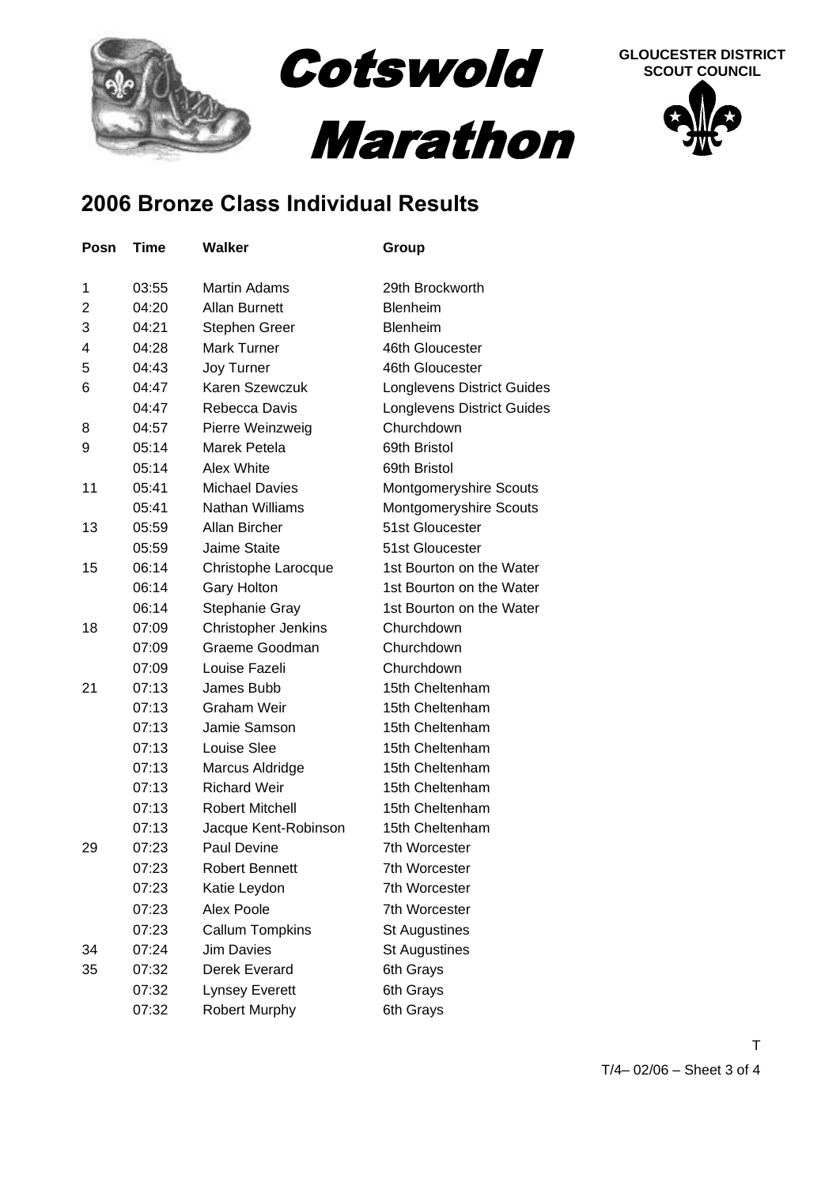Cotswold Marathon

GLOUCESTER DISTRICT SCOUT COUNCIL

## 2006 Bronze Class Individual Results

| Posn | Time | Walker | Group |
|---|---|---|---|
| 1 | 03:55 | Martin Adams | 29th Brockworth |
| 2 | 04:20 | Allan Burnett | Blenheim |
| 3 | 04:21 | Stephen Greer | Blenheim |
| 4 | 04:28 | Mark Turner | 46th Gloucester |
| 5 | 04:43 | Joy Turner | 46th Gloucester |
| 6 | 04:47 | Karen Szewczuk | Longlevens District Guides |
| | 04:47 | Rebecca Davis | Longlevens District Guides |
| 8 | 04:57 | Pierre Weinzweig | Churchdown |
| 9 | 05:14 | Marek Petela | 69th Bristol |
| | 05:14 | Alex White | 69th Bristol |
| 11 | 05:41 | Michael Davies | Montgomeryshire Scouts |
| | 05:41 | Nathan Williams | Montgomeryshire Scouts |
| 13 | 05:59 | Allan Bircher | 51st Gloucester |
| | 05:59 | Jaime Staite | 51st Gloucester |
| 15 | 06:14 | Christophe Larocque | 1st Bourton on the Water |
| | 06:14 | Gary Holton | 1st Bourton on the Water |
| | 06:14 | Stephanie Gray | 1st Bourton on the Water |
| 18 | 07:09 | Christopher Jenkins | Churchdown |
| | 07:09 | Graeme Goodman | Churchdown |
| | 07:09 | Louise Fazeli | Churchdown |
| 21 | 07:13 | James Bubb | 15th Cheltenham |
| | 07:13 | Graham Weir | 15th Cheltenham |
| | 07:13 | Jamie Samson | 15th Cheltenham |
| | 07:13 | Louise Slee | 15th Cheltenham |
| | 07:13 | Marcus Aldridge | 15th Cheltenham |
| | 07:13 | Richard Weir | 15th Cheltenham |
| | 07:13 | Robert Mitchell | 15th Cheltenham |
| | 07:13 | Jacque Kent-Robinson | 15th Cheltenham |
| 29 | 07:23 | Paul Devine | 7th Worcester |
| | 07:23 | Robert Bennett | 7th Worcester |
| | 07:23 | Katie Leydon | 7th Worcester |
| | 07:23 | Alex Poole | 7th Worcester |
| | 07:23 | Callum Tompkins | St Augustines |
| 34 | 07:24 | Jim Davies | St Augustines |
| 35 | 07:32 | Derek Everard | 6th Grays |
| | 07:32 | Lynsey Everett | 6th Grays |
| | 07:32 | Robert Murphy | 6th Grays |

T

T/4– 02/06 – Sheet 3 of 4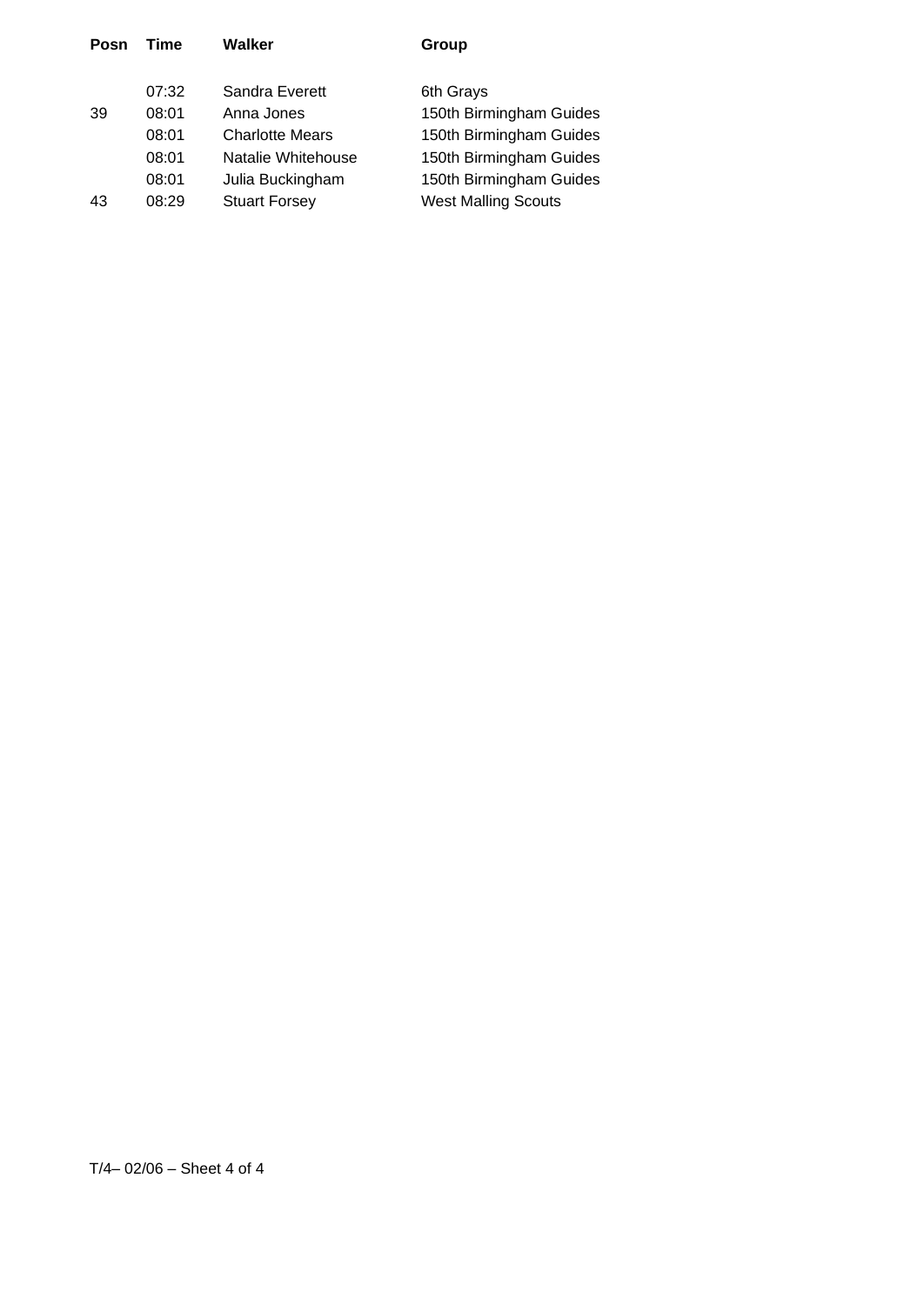| Posn | Time | Walker | Group |
|---|---|---|---|
| | 07:32 | Sandra Everett | 6th Grays |
| 39 | 08:01 | Anna Jones | 150th Birmingham Guides |
| | 08:01 | Charlotte Mears | 150th Birmingham Guides |
| | 08:01 | Natalie Whitehouse | 150th Birmingham Guides |
| | 08:01 | Julia Buckingham | 150th Birmingham Guides |
| 43 | 08:29 | Stuart Forsey | West Malling Scouts |

T/4– 02/06 – Sheet 4 of 4